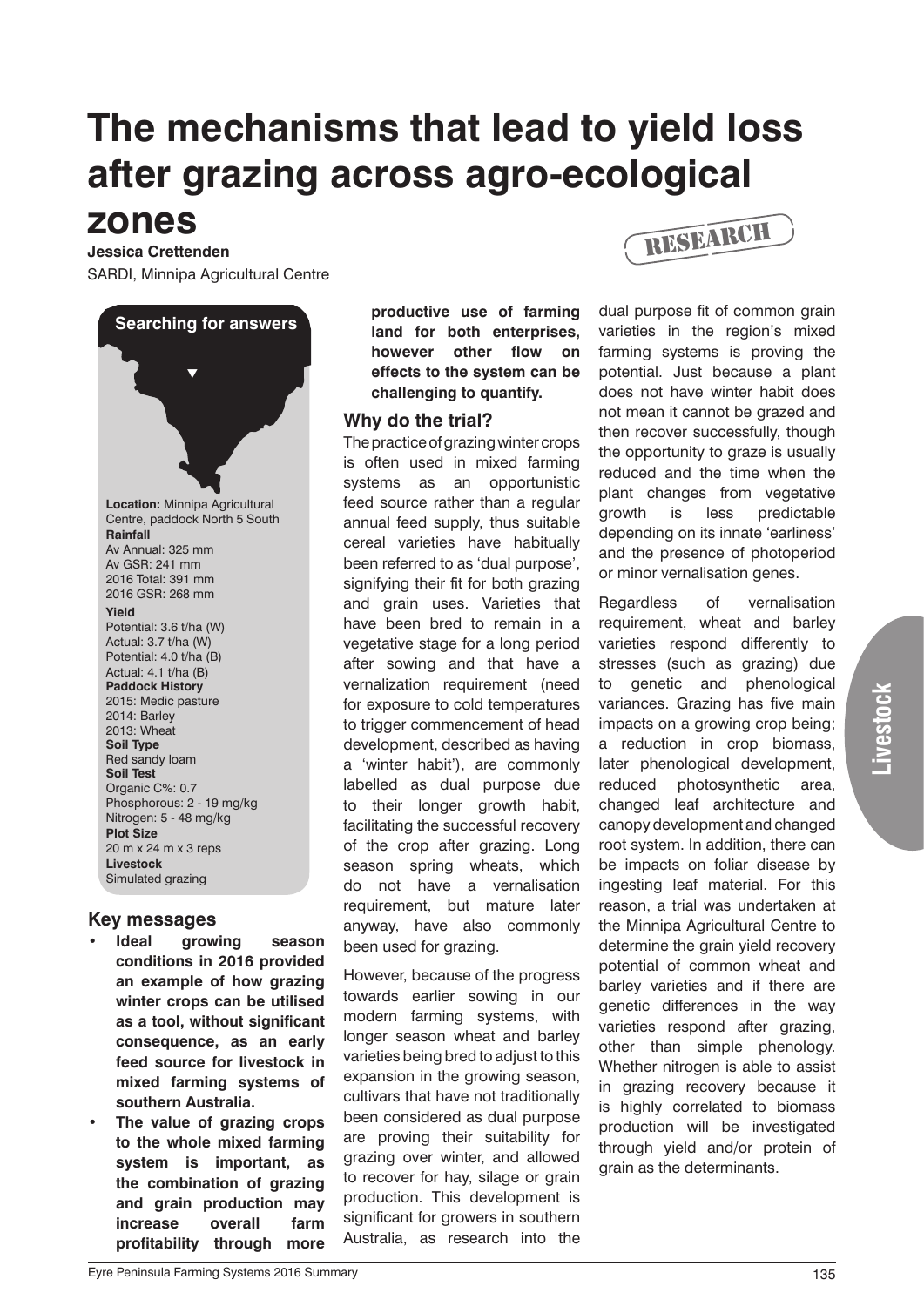# The mechanisms that lead to yield loss after grazing across agro-ecological zones

**Jessica Crettenden**

SARDI, Minnipa Agricultural Centre

RESEARCH

**Searching for answers**

**Location:** Minnipa Agricultural Centre, paddock North 5 South

**Rainfall**
Av Annual: 325 mm
Av GSR: 241 mm
2016 Total: 391 mm
2016 GSR: 268 mm

**Yield**
Potential: 3.6 t/ha (W)
Actual: 3.7 t/ha (W)
Potential: 4.0 t/ha (B)
Actual: 4.1 t/ha (B)

**Paddock History**
2015: Medic pasture
2014: Barley
2013: Wheat

**Soil Type**
Red sandy loam

**Soil Test**
Organic C%: 0.7
Phosphorous: 2 - 19 mg/kg
Nitrogen: 5 - 48 mg/kg

**Plot Size**
20 m x 24 m x 3 reps

**Livestock**
Simulated grazing

## Key messages

- **Ideal growing season conditions in 2016 provided an example of how grazing winter crops can be utilised as a tool, without significant consequence, as an early feed source for livestock in mixed farming systems of southern Australia.**
- **The value of grazing crops to the whole mixed farming system is important, as the combination of grazing and grain production may increase overall farm profitability through more productive use of farming land for both enterprises, however other flow on effects to the system can be challenging to quantify.**

## Why do the trial?

The practice of grazing winter crops is often used in mixed farming systems as an opportunistic feed source rather than a regular annual feed supply, thus suitable cereal varieties have habitually been referred to as 'dual purpose', signifying their fit for both grazing and grain uses. Varieties that have been bred to remain in a vegetative stage for a long period after sowing and that have a vernalization requirement (need for exposure to cold temperatures to trigger commencement of head development, described as having a 'winter habit'), are commonly labelled as dual purpose due to their longer growth habit, facilitating the successful recovery of the crop after grazing. Long season spring wheats, which do not have a vernalisation requirement, but mature later anyway, have also commonly been used for grazing.

However, because of the progress towards earlier sowing in our modern farming systems, with longer season wheat and barley varieties being bred to adjust to this expansion in the growing season, cultivars that have not traditionally been considered as dual purpose are proving their suitability for grazing over winter, and allowed to recover for hay, silage or grain production. This development is significant for growers in southern Australia, as research into the dual purpose fit of common grain varieties in the region's mixed farming systems is proving the potential. Just because a plant does not have winter habit does not mean it cannot be grazed and then recover successfully, though the opportunity to graze is usually reduced and the time when the plant changes from vegetative growth is less predictable depending on its innate 'earliness' and the presence of photoperiod or minor vernalisation genes.

Regardless of vernalisation requirement, wheat and barley varieties respond differently to stresses (such as grazing) due to genetic and phenological variances. Grazing has five main impacts on a growing crop being; a reduction in crop biomass, later phenological development, reduced photosynthetic area, changed leaf architecture and canopy development and changed root system. In addition, there can be impacts on foliar disease by ingesting leaf material. For this reason, a trial was undertaken at the Minnipa Agricultural Centre to determine the grain yield recovery potential of common wheat and barley varieties and if there are genetic differences in the way varieties respond after grazing, other than simple phenology. Whether nitrogen is able to assist in grazing recovery because it is highly correlated to biomass production will be investigated through yield and/or protein of grain as the determinants.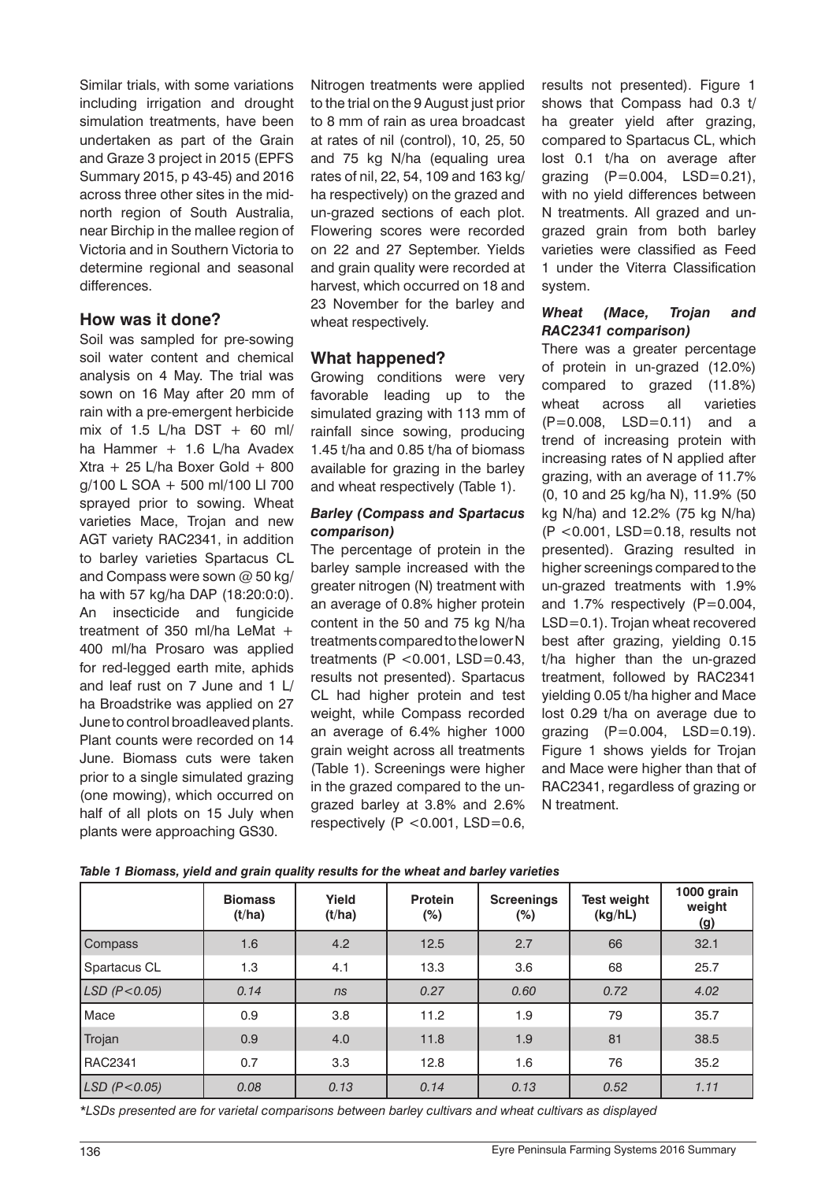Similar trials, with some variations including irrigation and drought simulation treatments, have been undertaken as part of the Grain and Graze 3 project in 2015 (EPFS Summary 2015, p 43-45) and 2016 across three other sites in the mid-north region of South Australia, near Birchip in the mallee region of Victoria and in Southern Victoria to determine regional and seasonal differences.

## How was it done?

Soil was sampled for pre-sowing soil water content and chemical analysis on 4 May. The trial was sown on 16 May after 20 mm of rain with a pre-emergent herbicide mix of 1.5 L/ha DST + 60 ml/ha Hammer + 1.6 L/ha Avadex Xtra + 25 L/ha Boxer Gold + 800 g/100 L SOA + 500 ml/100 Ll 700 sprayed prior to sowing. Wheat varieties Mace, Trojan and new AGT variety RAC2341, in addition to barley varieties Spartacus CL and Compass were sown @ 50 kg/ha with 57 kg/ha DAP (18:20:0:0). An insecticide and fungicide treatment of 350 ml/ha LeMat + 400 ml/ha Prosaro was applied for red-legged earth mite, aphids and leaf rust on 7 June and 1 L/ha Broadstrike was applied on 27 June to control broadleaved plants. Plant counts were recorded on 14 June. Biomass cuts were taken prior to a single simulated grazing (one mowing), which occurred on half of all plots on 15 July when plants were approaching GS30.

Nitrogen treatments were applied to the trial on the 9 August just prior to 8 mm of rain as urea broadcast at rates of nil (control), 10, 25, 50 and 75 kg N/ha (equaling urea rates of nil, 22, 54, 109 and 163 kg/ha respectively) on the grazed and un-grazed sections of each plot. Flowering scores were recorded on 22 and 27 September. Yields and grain quality were recorded at harvest, which occurred on 18 and 23 November for the barley and wheat respectively.

## What happened?

Growing conditions were very favorable leading up to the simulated grazing with 113 mm of rainfall since sowing, producing 1.45 t/ha and 0.85 t/ha of biomass available for grazing in the barley and wheat respectively (Table 1).

### *Barley (Compass and Spartacus comparison)*

The percentage of protein in the barley sample increased with the greater nitrogen (N) treatment with an average of 0.8% higher protein content in the 50 and 75 kg N/ha treatments compared to the lower N treatments ($P < 0.001$, LSD=0.43, results not presented). Spartacus CL had higher protein and test weight, while Compass recorded an average of 6.4% higher 1000 grain weight across all treatments (Table 1). Screenings were higher in the grazed compared to the un-grazed barley at 3.8% and 2.6% respectively ($P < 0.001$, LSD=0.6, results not presented). Figure 1 shows that Compass had 0.3 t/ha greater yield after grazing, compared to Spartacus CL, which lost 0.1 t/ha on average after grazing ($P = 0.004$, LSD=0.21), with no yield differences between N treatments. All grazed and un-grazed grain from both barley varieties were classified as Feed 1 under the Viterra Classification system.

### *Wheat (Mace, Trojan and RAC2341 comparison)*

There was a greater percentage of protein in un-grazed (12.0%) compared to grazed (11.8%) wheat across all varieties ($P = 0.008$, LSD=0.11) and a trend of increasing protein with increasing rates of N applied after grazing, with an average of 11.7% (0, 10 and 25 kg/ha N), 11.9% (50 kg N/ha) and 12.2% (75 kg N/ha) ($P < 0.001$, LSD=0.18, results not presented). Grazing resulted in higher screenings compared to the un-grazed treatments with 1.9% and 1.7% respectively ($P = 0.004$, LSD=0.1). Trojan wheat recovered best after grazing, yielding 0.15 t/ha higher than the un-grazed treatment, followed by RAC2341 yielding 0.05 t/ha higher and Mace lost 0.29 t/ha on average due to grazing ($P = 0.004$, LSD=0.19). Figure 1 shows yields for Trojan and Mace were higher than that of RAC2341, regardless of grazing or N treatment.

*Table 1 Biomass, yield and grain quality results for the wheat and barley varieties*

| | Biomass (t/ha) | Yield (t/ha) | Protein (%) | Screenings (%) | Test weight (kg/hL) | 1000 grain weight (g) |
|---|---|---|---|---|---|---|
| Compass | 1.6 | 4.2 | 12.5 | 2.7 | 66 | 32.1 |
| Spartacus CL | 1.3 | 4.1 | 13.3 | 3.6 | 68 | 25.7 |
| *LSD (P<0.05)* | *0.14* | *ns* | *0.27* | *0.60* | *0.72* | *4.02* |
| Mace | 0.9 | 3.8 | 11.2 | 1.9 | 79 | 35.7 |
| Trojan | 0.9 | 4.0 | 11.8 | 1.9 | 81 | 38.5 |
| RAC2341 | 0.7 | 3.3 | 12.8 | 1.6 | 76 | 35.2 |
| *LSD (P<0.05)* | *0.08* | *0.13* | *0.14* | *0.13* | *0.52* | *1.11* |

*\*LSDs presented are for varietal comparisons between barley cultivars and wheat cultivars as displayed*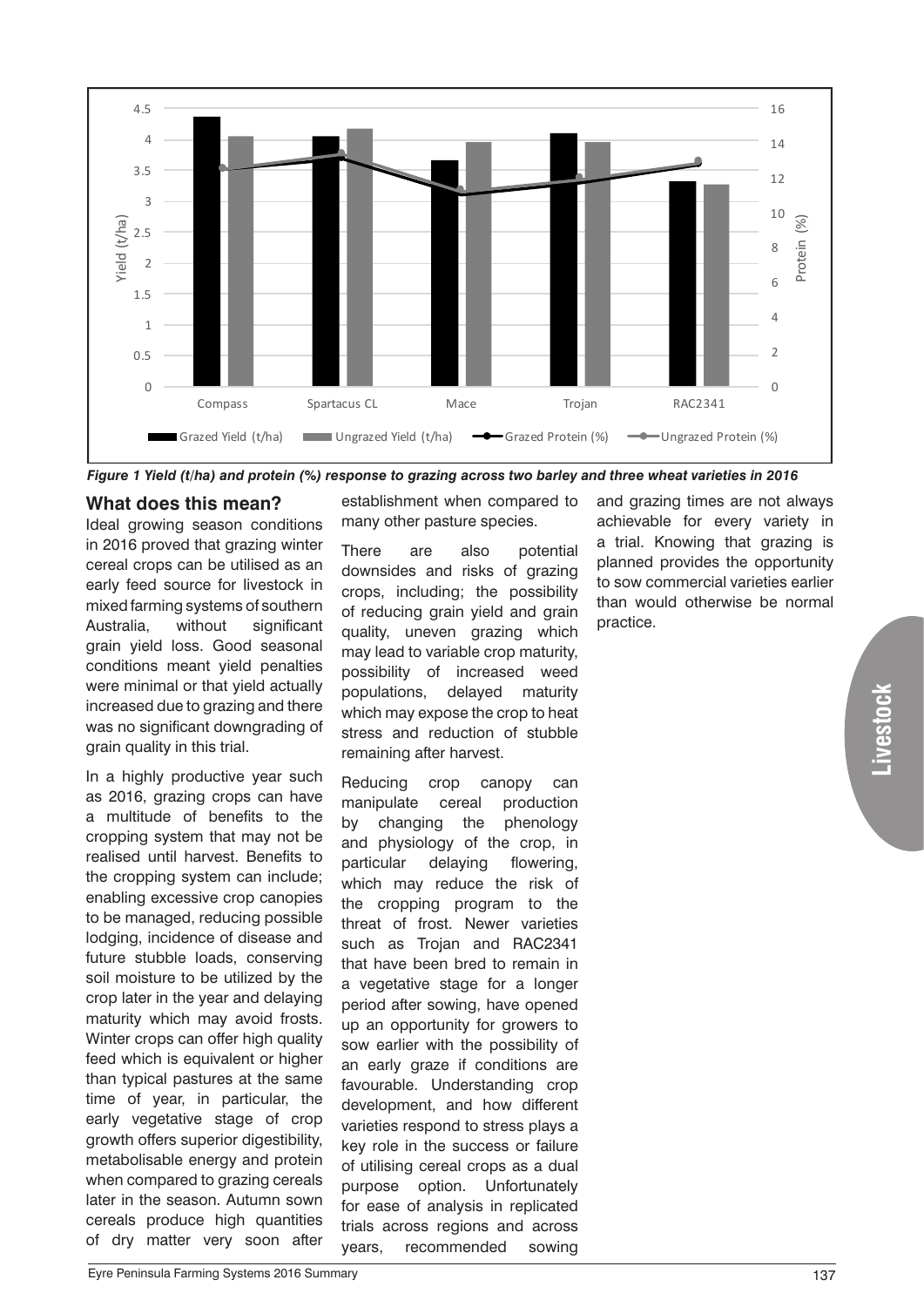*Figure 1 Yield (t/ha) and protein (%) response to grazing across two barley and three wheat varieties in 2016*

## What does this mean?

Ideal growing season conditions in 2016 proved that grazing winter cereal crops can be utilised as an early feed source for livestock in mixed farming systems of southern Australia, without significant grain yield loss. Good seasonal conditions meant yield penalties were minimal or that yield actually increased due to grazing and there was no significant downgrading of grain quality in this trial.

In a highly productive year such as 2016, grazing crops can have a multitude of benefits to the cropping system that may not be realised until harvest. Benefits to the cropping system can include; enabling excessive crop canopies to be managed, reducing possible lodging, incidence of disease and future stubble loads, conserving soil moisture to be utilized by the crop later in the year and delaying maturity which may avoid frosts. Winter crops can offer high quality feed which is equivalent or higher than typical pastures at the same time of year, in particular, the early vegetative stage of crop growth offers superior digestibility, metabolisable energy and protein when compared to grazing cereals later in the season. Autumn sown cereals produce high quantities of dry matter very soon after establishment when compared to many other pasture species.

There are also potential downsides and risks of grazing crops, including; the possibility of reducing grain yield and grain quality, uneven grazing which may lead to variable crop maturity, possibility of increased weed populations, delayed maturity which may expose the crop to heat stress and reduction of stubble remaining after harvest.

Reducing crop canopy can manipulate cereal production by changing the phenology and physiology of the crop, in particular delaying flowering, which may reduce the risk of the cropping program to the threat of frost. Newer varieties such as Trojan and RAC2341 that have been bred to remain in a vegetative stage for a longer period after sowing, have opened up an opportunity for growers to sow earlier with the possibility of an early graze if conditions are favourable. Understanding crop development, and how different varieties respond to stress plays a key role in the success or failure of utilising cereal crops as a dual purpose option. Unfortunately for ease of analysis in replicated trials across regions and across years, recommended sowing and grazing times are not always achievable for every variety in a trial. Knowing that grazing is planned provides the opportunity to sow commercial varieties earlier than would otherwise be normal practice.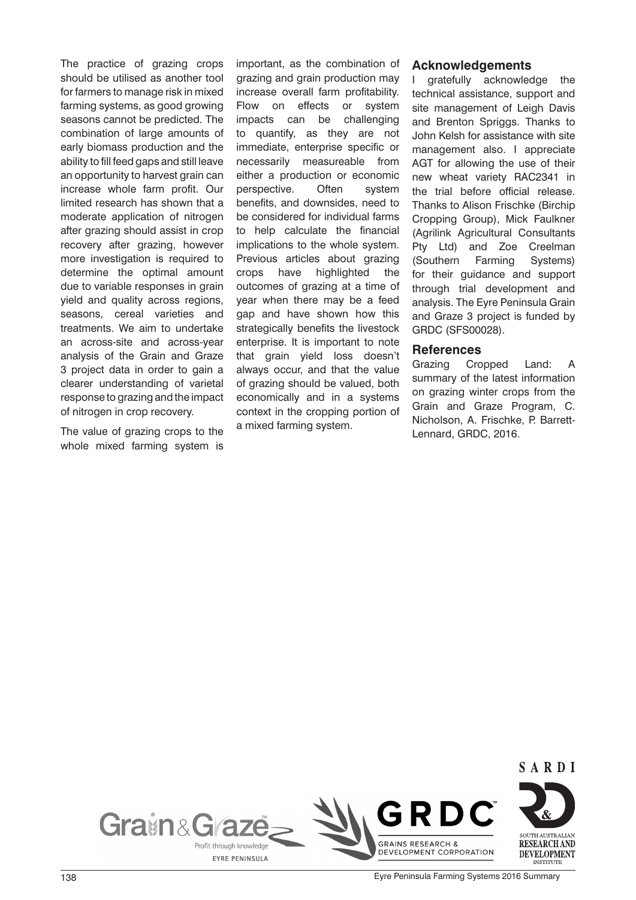The practice of grazing crops should be utilised as another tool for farmers to manage risk in mixed farming systems, as good growing seasons cannot be predicted. The combination of large amounts of early biomass production and the ability to fill feed gaps and still leave an opportunity to harvest grain can increase whole farm profit. Our limited research has shown that a moderate application of nitrogen after grazing should assist in crop recovery after grazing, however more investigation is required to determine the optimal amount due to variable responses in grain yield and quality across regions, seasons, cereal varieties and treatments. We aim to undertake an across-site and across-year analysis of the Grain and Graze 3 project data in order to gain a clearer understanding of varietal response to grazing and the impact of nitrogen in crop recovery.

The value of grazing crops to the whole mixed farming system is important, as the combination of grazing and grain production may increase overall farm profitability. Flow on effects or system impacts can be challenging to quantify, as they are not immediate, enterprise specific or necessarily measureable from either a production or economic perspective. Often system benefits, and downsides, need to be considered for individual farms to help calculate the financial implications to the whole system. Previous articles about grazing crops have highlighted the outcomes of grazing at a time of year when there may be a feed gap and have shown how this strategically benefits the livestock enterprise. It is important to note that grain yield loss doesn't always occur, and that the value of grazing should be valued, both economically and in a systems context in the cropping portion of a mixed farming system.

## Acknowledgements

I gratefully acknowledge the technical assistance, support and site management of Leigh Davis and Brenton Spriggs. Thanks to John Kelsh for assistance with site management also. I appreciate AGT for allowing the use of their new wheat variety RAC2341 in the trial before official release. Thanks to Alison Frischke (Birchip Cropping Group), Mick Faulkner (Agrilink Agricultural Consultants Pty Ltd) and Zoe Creelman (Southern Farming Systems) for their guidance and support through trial development and analysis. The Eyre Peninsula Grain and Graze 3 project is funded by GRDC (SFS00028).

## References

Grazing Cropped Land: A summary of the latest information on grazing winter crops from the Grain and Graze Program, C. Nicholson, A. Frischke, P. Barrett-Lennard, GRDC, 2016.